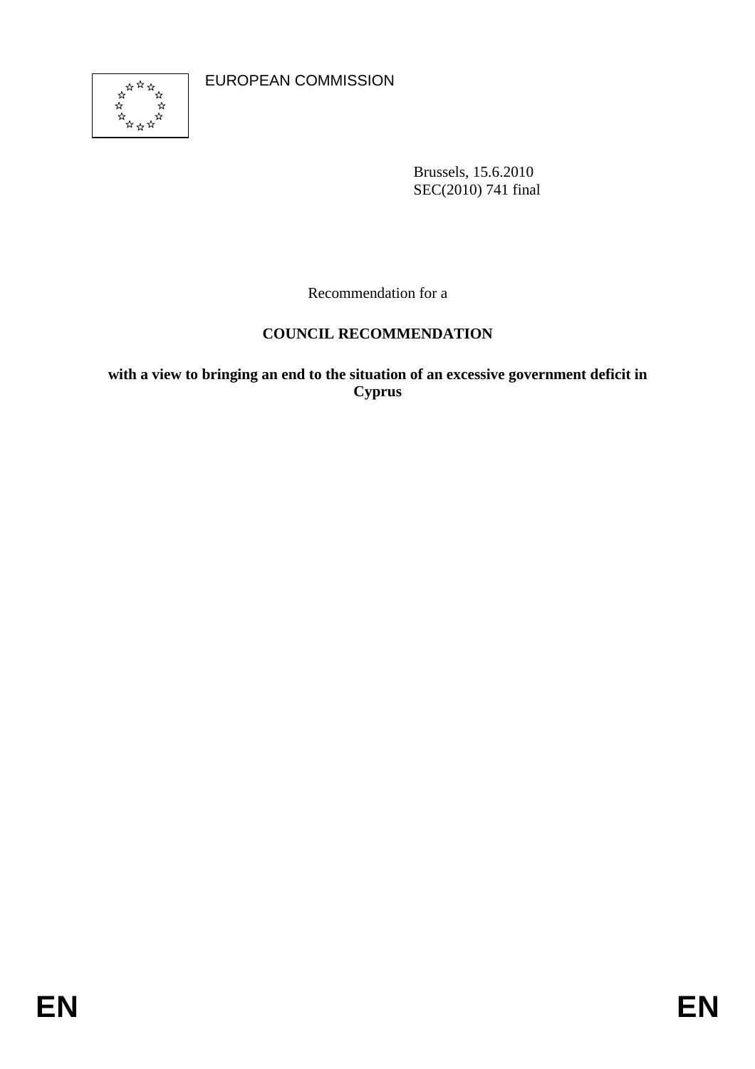EUROPEAN COMMISSION

Brussels, 15.6.2010
SEC(2010) 741 final

Recommendation for a

**COUNCIL RECOMMENDATION**

**with a view to bringing an end to the situation of an excessive government deficit in Cyprus**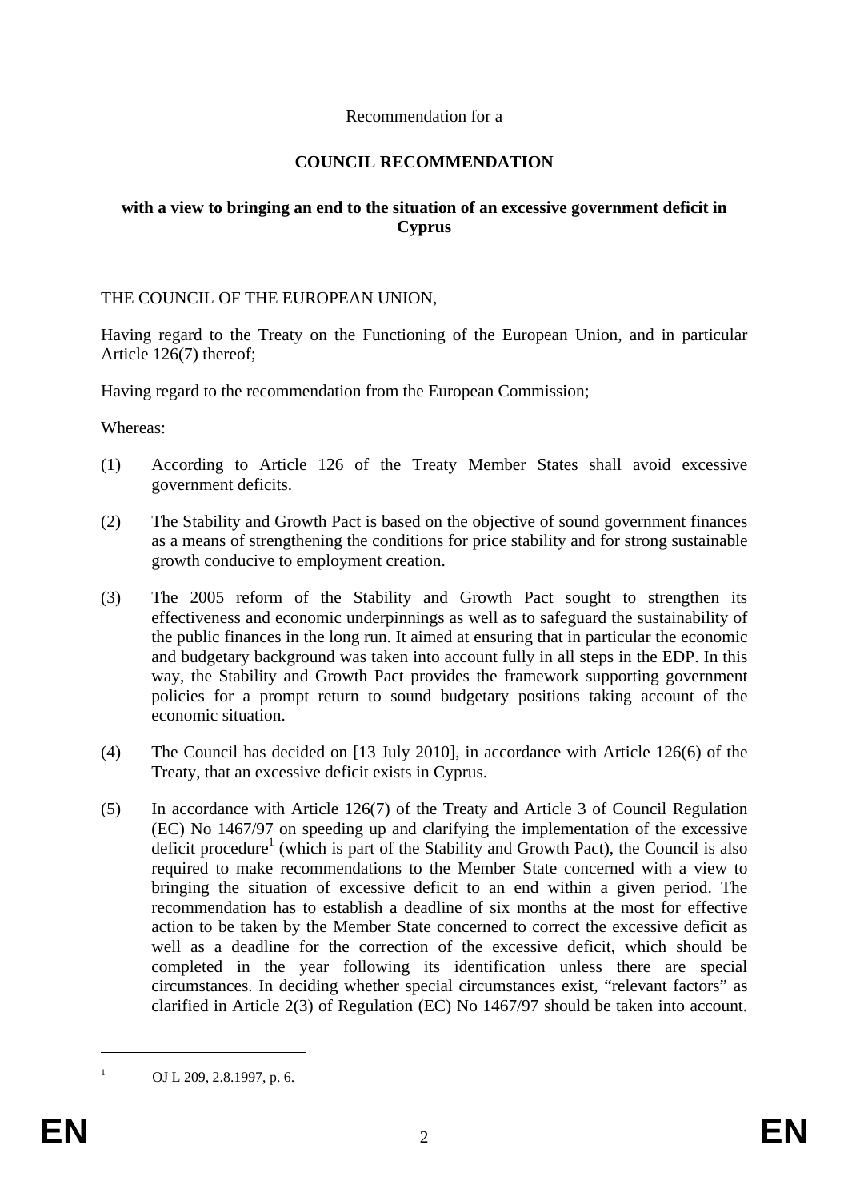Recommendation for a

# COUNCIL RECOMMENDATION

## with a view to bringing an end to the situation of an excessive government deficit in Cyprus

THE COUNCIL OF THE EUROPEAN UNION,

Having regard to the Treaty on the Functioning of the European Union, and in particular Article 126(7) thereof;

Having regard to the recommendation from the European Commission;

Whereas:

(1) According to Article 126 of the Treaty Member States shall avoid excessive government deficits.

(2) The Stability and Growth Pact is based on the objective of sound government finances as a means of strengthening the conditions for price stability and for strong sustainable growth conducive to employment creation.

(3) The 2005 reform of the Stability and Growth Pact sought to strengthen its effectiveness and economic underpinnings as well as to safeguard the sustainability of the public finances in the long run. It aimed at ensuring that in particular the economic and budgetary background was taken into account fully in all steps in the EDP. In this way, the Stability and Growth Pact provides the framework supporting government policies for a prompt return to sound budgetary positions taking account of the economic situation.

(4) The Council has decided on [13 July 2010], in accordance with Article 126(6) of the Treaty, that an excessive deficit exists in Cyprus.

(5) In accordance with Article 126(7) of the Treaty and Article 3 of Council Regulation (EC) No 1467/97 on speeding up and clarifying the implementation of the excessive deficit procedure[1] (which is part of the Stability and Growth Pact), the Council is also required to make recommendations to the Member State concerned with a view to bringing the situation of excessive deficit to an end within a given period. The recommendation has to establish a deadline of six months at the most for effective action to be taken by the Member State concerned to correct the excessive deficit as well as a deadline for the correction of the excessive deficit, which should be completed in the year following its identification unless there are special circumstances. In deciding whether special circumstances exist, "relevant factors" as clarified in Article 2(3) of Regulation (EC) No 1467/97 should be taken into account.

---

[1] OJ L 209, 2.8.1997, p. 6.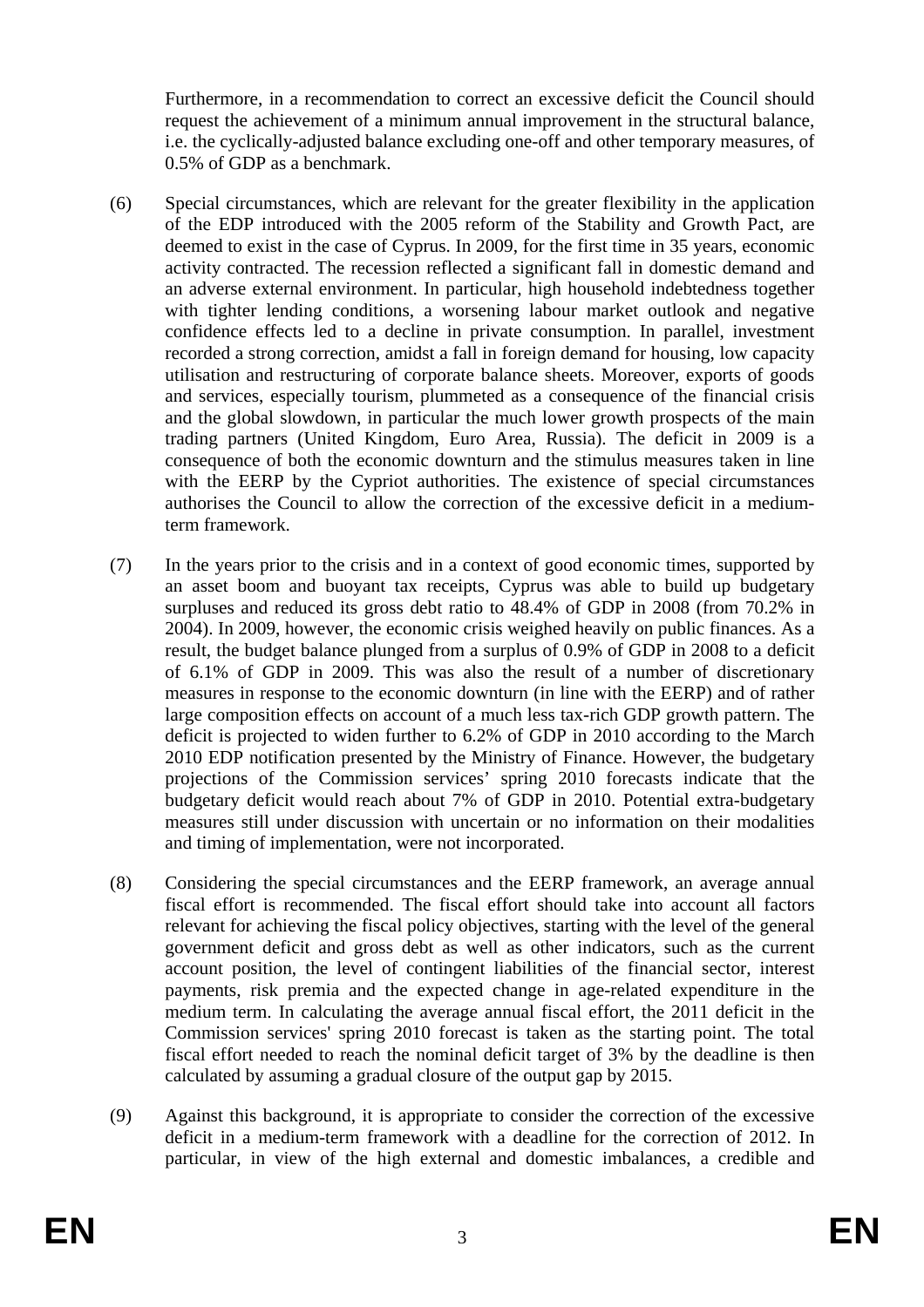Furthermore, in a recommendation to correct an excessive deficit the Council should request the achievement of a minimum annual improvement in the structural balance, i.e. the cyclically-adjusted balance excluding one-off and other temporary measures, of 0.5% of GDP as a benchmark.

(6) Special circumstances, which are relevant for the greater flexibility in the application of the EDP introduced with the 2005 reform of the Stability and Growth Pact, are deemed to exist in the case of Cyprus. In 2009, for the first time in 35 years, economic activity contracted. The recession reflected a significant fall in domestic demand and an adverse external environment. In particular, high household indebtedness together with tighter lending conditions, a worsening labour market outlook and negative confidence effects led to a decline in private consumption. In parallel, investment recorded a strong correction, amidst a fall in foreign demand for housing, low capacity utilisation and restructuring of corporate balance sheets. Moreover, exports of goods and services, especially tourism, plummeted as a consequence of the financial crisis and the global slowdown, in particular the much lower growth prospects of the main trading partners (United Kingdom, Euro Area, Russia). The deficit in 2009 is a consequence of both the economic downturn and the stimulus measures taken in line with the EERP by the Cypriot authorities. The existence of special circumstances authorises the Council to allow the correction of the excessive deficit in a medium-term framework.

(7) In the years prior to the crisis and in a context of good economic times, supported by an asset boom and buoyant tax receipts, Cyprus was able to build up budgetary surpluses and reduced its gross debt ratio to 48.4% of GDP in 2008 (from 70.2% in 2004). In 2009, however, the economic crisis weighed heavily on public finances. As a result, the budget balance plunged from a surplus of 0.9% of GDP in 2008 to a deficit of 6.1% of GDP in 2009. This was also the result of a number of discretionary measures in response to the economic downturn (in line with the EERP) and of rather large composition effects on account of a much less tax-rich GDP growth pattern. The deficit is projected to widen further to 6.2% of GDP in 2010 according to the March 2010 EDP notification presented by the Ministry of Finance. However, the budgetary projections of the Commission services' spring 2010 forecasts indicate that the budgetary deficit would reach about 7% of GDP in 2010. Potential extra-budgetary measures still under discussion with uncertain or no information on their modalities and timing of implementation, were not incorporated.

(8) Considering the special circumstances and the EERP framework, an average annual fiscal effort is recommended. The fiscal effort should take into account all factors relevant for achieving the fiscal policy objectives, starting with the level of the general government deficit and gross debt as well as other indicators, such as the current account position, the level of contingent liabilities of the financial sector, interest payments, risk premia and the expected change in age-related expenditure in the medium term. In calculating the average annual fiscal effort, the 2011 deficit in the Commission services' spring 2010 forecast is taken as the starting point. The total fiscal effort needed to reach the nominal deficit target of 3% by the deadline is then calculated by assuming a gradual closure of the output gap by 2015.

(9) Against this background, it is appropriate to consider the correction of the excessive deficit in a medium-term framework with a deadline for the correction of 2012. In particular, in view of the high external and domestic imbalances, a credible and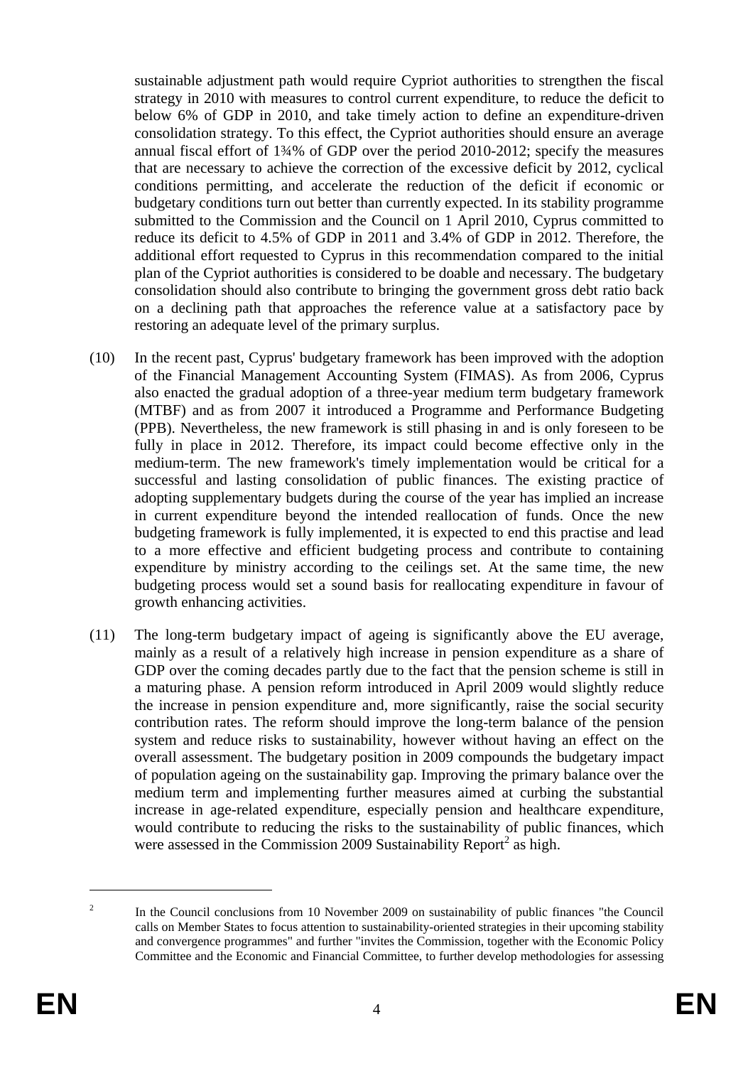sustainable adjustment path would require Cypriot authorities to strengthen the fiscal strategy in 2010 with measures to control current expenditure, to reduce the deficit to below 6% of GDP in 2010, and take timely action to define an expenditure-driven consolidation strategy. To this effect, the Cypriot authorities should ensure an average annual fiscal effort of 1¾% of GDP over the period 2010-2012; specify the measures that are necessary to achieve the correction of the excessive deficit by 2012, cyclical conditions permitting, and accelerate the reduction of the deficit if economic or budgetary conditions turn out better than currently expected. In its stability programme submitted to the Commission and the Council on 1 April 2010, Cyprus committed to reduce its deficit to 4.5% of GDP in 2011 and 3.4% of GDP in 2012. Therefore, the additional effort requested to Cyprus in this recommendation compared to the initial plan of the Cypriot authorities is considered to be doable and necessary. The budgetary consolidation should also contribute to bringing the government gross debt ratio back on a declining path that approaches the reference value at a satisfactory pace by restoring an adequate level of the primary surplus.

(10) In the recent past, Cyprus' budgetary framework has been improved with the adoption of the Financial Management Accounting System (FIMAS). As from 2006, Cyprus also enacted the gradual adoption of a three-year medium term budgetary framework (MTBF) and as from 2007 it introduced a Programme and Performance Budgeting (PPB). Nevertheless, the new framework is still phasing in and is only foreseen to be fully in place in 2012. Therefore, its impact could become effective only in the medium-term. The new framework's timely implementation would be critical for a successful and lasting consolidation of public finances. The existing practice of adopting supplementary budgets during the course of the year has implied an increase in current expenditure beyond the intended reallocation of funds. Once the new budgeting framework is fully implemented, it is expected to end this practise and lead to a more effective and efficient budgeting process and contribute to containing expenditure by ministry according to the ceilings set. At the same time, the new budgeting process would set a sound basis for reallocating expenditure in favour of growth enhancing activities.

(11) The long-term budgetary impact of ageing is significantly above the EU average, mainly as a result of a relatively high increase in pension expenditure as a share of GDP over the coming decades partly due to the fact that the pension scheme is still in a maturing phase. A pension reform introduced in April 2009 would slightly reduce the increase in pension expenditure and, more significantly, raise the social security contribution rates. The reform should improve the long-term balance of the pension system and reduce risks to sustainability, however without having an effect on the overall assessment. The budgetary position in 2009 compounds the budgetary impact of population ageing on the sustainability gap. Improving the primary balance over the medium term and implementing further measures aimed at curbing the substantial increase in age-related expenditure, especially pension and healthcare expenditure, would contribute to reducing the risks to the sustainability of public finances, which were assessed in the Commission 2009 Sustainability Report[2] as high.

---

[2] In the Council conclusions from 10 November 2009 on sustainability of public finances "the Council calls on Member States to focus attention to sustainability-oriented strategies in their upcoming stability and convergence programmes" and further "invites the Commission, together with the Economic Policy Committee and the Economic and Financial Committee, to further develop methodologies for assessing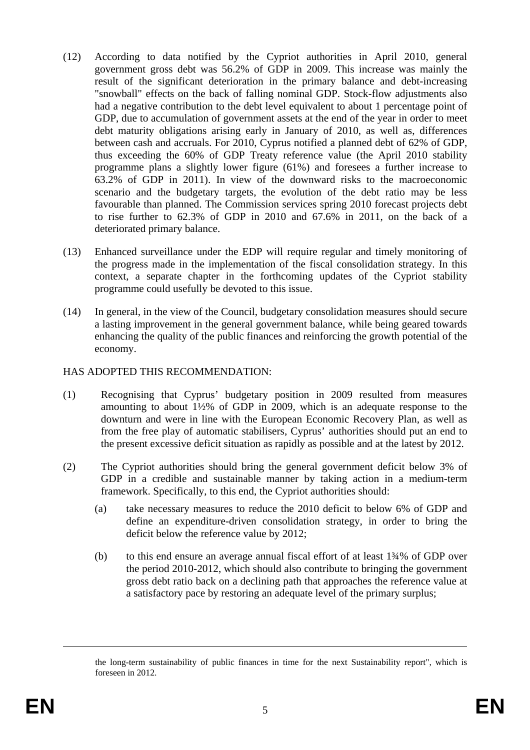(12) According to data notified by the Cypriot authorities in April 2010, general government gross debt was 56.2% of GDP in 2009. This increase was mainly the result of the significant deterioration in the primary balance and debt-increasing "snowball" effects on the back of falling nominal GDP. Stock-flow adjustments also had a negative contribution to the debt level equivalent to about 1 percentage point of GDP, due to accumulation of government assets at the end of the year in order to meet debt maturity obligations arising early in January of 2010, as well as, differences between cash and accruals. For 2010, Cyprus notified a planned debt of 62% of GDP, thus exceeding the 60% of GDP Treaty reference value (the April 2010 stability programme plans a slightly lower figure (61%) and foresees a further increase to 63.2% of GDP in 2011). In view of the downward risks to the macroeconomic scenario and the budgetary targets, the evolution of the debt ratio may be less favourable than planned. The Commission services spring 2010 forecast projects debt to rise further to 62.3% of GDP in 2010 and 67.6% in 2011, on the back of a deteriorated primary balance.

(13) Enhanced surveillance under the EDP will require regular and timely monitoring of the progress made in the implementation of the fiscal consolidation strategy. In this context, a separate chapter in the forthcoming updates of the Cypriot stability programme could usefully be devoted to this issue.

(14) In general, in the view of the Council, budgetary consolidation measures should secure a lasting improvement in the general government balance, while being geared towards enhancing the quality of the public finances and reinforcing the growth potential of the economy.

HAS ADOPTED THIS RECOMMENDATION:

(1) Recognising that Cyprus' budgetary position in 2009 resulted from measures amounting to about 1½% of GDP in 2009, which is an adequate response to the downturn and were in line with the European Economic Recovery Plan, as well as from the free play of automatic stabilisers, Cyprus' authorities should put an end to the present excessive deficit situation as rapidly as possible and at the latest by 2012.

(2) The Cypriot authorities should bring the general government deficit below 3% of GDP in a credible and sustainable manner by taking action in a medium-term framework. Specifically, to this end, the Cypriot authorities should:

 (a) take necessary measures to reduce the 2010 deficit to below 6% of GDP and define an expenditure-driven consolidation strategy, in order to bring the deficit below the reference value by 2012;

 (b) to this end ensure an average annual fiscal effort of at least 1¾% of GDP over the period 2010-2012, which should also contribute to bringing the government gross debt ratio back on a declining path that approaches the reference value at a satisfactory pace by restoring an adequate level of the primary surplus;

---

the long-term sustainability of public finances in time for the next Sustainability report", which is foreseen in 2012.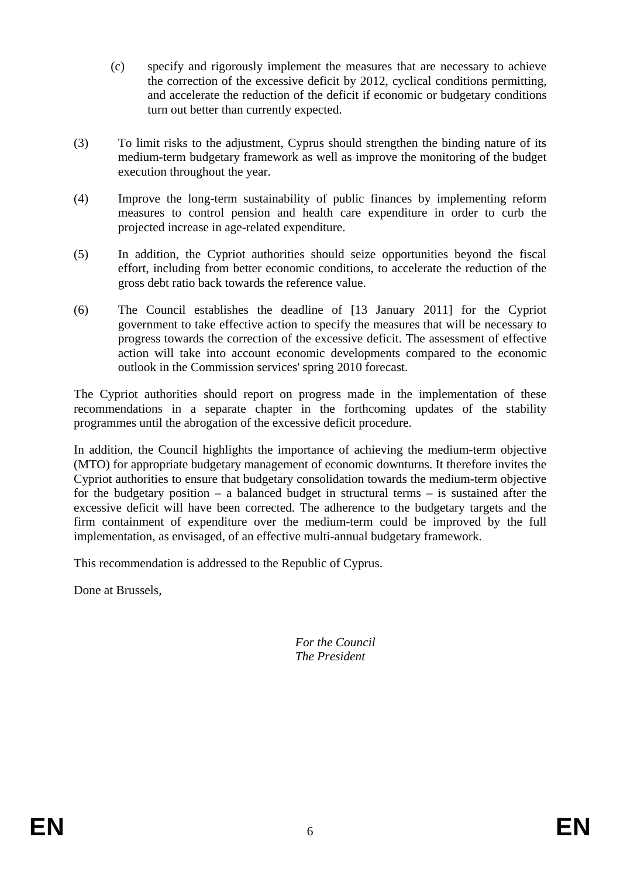(c) specify and rigorously implement the measures that are necessary to achieve the correction of the excessive deficit by 2012, cyclical conditions permitting, and accelerate the reduction of the deficit if economic or budgetary conditions turn out better than currently expected.

(3) To limit risks to the adjustment, Cyprus should strengthen the binding nature of its medium-term budgetary framework as well as improve the monitoring of the budget execution throughout the year.

(4) Improve the long-term sustainability of public finances by implementing reform measures to control pension and health care expenditure in order to curb the projected increase in age-related expenditure.

(5) In addition, the Cypriot authorities should seize opportunities beyond the fiscal effort, including from better economic conditions, to accelerate the reduction of the gross debt ratio back towards the reference value.

(6) The Council establishes the deadline of [13 January 2011] for the Cypriot government to take effective action to specify the measures that will be necessary to progress towards the correction of the excessive deficit. The assessment of effective action will take into account economic developments compared to the economic outlook in the Commission services' spring 2010 forecast.

The Cypriot authorities should report on progress made in the implementation of these recommendations in a separate chapter in the forthcoming updates of the stability programmes until the abrogation of the excessive deficit procedure.

In addition, the Council highlights the importance of achieving the medium-term objective (MTO) for appropriate budgetary management of economic downturns. It therefore invites the Cypriot authorities to ensure that budgetary consolidation towards the medium-term objective for the budgetary position – a balanced budget in structural terms – is sustained after the excessive deficit will have been corrected. The adherence to the budgetary targets and the firm containment of expenditure over the medium-term could be improved by the full implementation, as envisaged, of an effective multi-annual budgetary framework.

This recommendation is addressed to the Republic of Cyprus.

Done at Brussels,

*For the Council*
*The President*